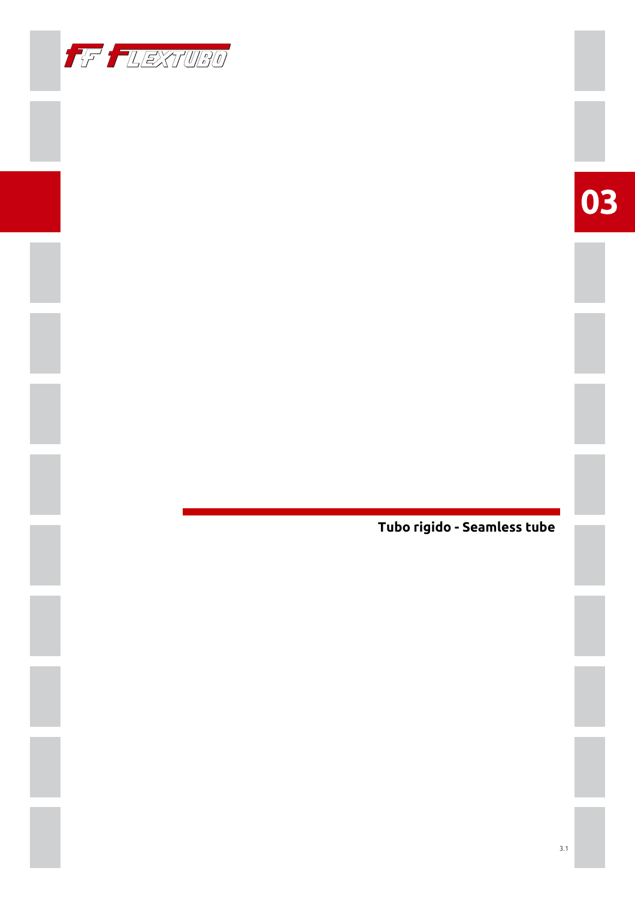# 03

## Tubo rigido - Seamless tube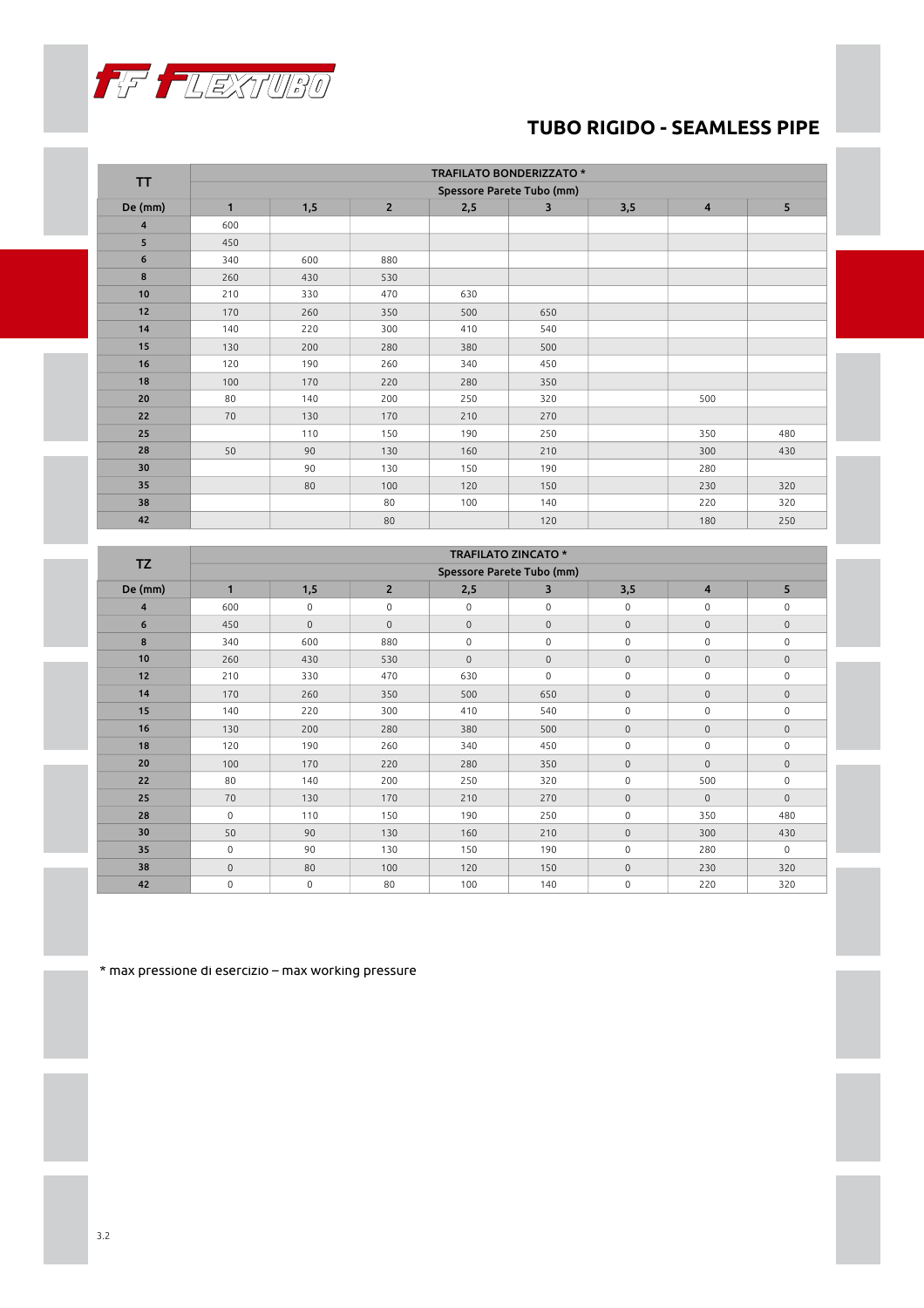# TUBO RIGIDO - SEAMLESS PIPE

| TT | TRAFILATO BONDERIZZATO * | | | | | | | |
|---|---|---|---|---|---|---|---|---|
| | Spessore Parete Tubo (mm) | | | | | | | |
| De (mm) | 1 | 1,5 | 2 | 2,5 | 3 | 3,5 | 4 | 5 |
| 4 | 600 | | | | | | | |
| 5 | 450 | | | | | | | |
| 6 | 340 | 600 | 880 | | | | | |
| 8 | 260 | 430 | 530 | | | | | |
| 10 | 210 | 330 | 470 | 630 | | | | |
| 12 | 170 | 260 | 350 | 500 | 650 | | | |
| 14 | 140 | 220 | 300 | 410 | 540 | | | |
| 15 | 130 | 200 | 280 | 380 | 500 | | | |
| 16 | 120 | 190 | 260 | 340 | 450 | | | |
| 18 | 100 | 170 | 220 | 280 | 350 | | | |
| 20 | 80 | 140 | 200 | 250 | 320 | | 500 | |
| 22 | 70 | 130 | 170 | 210 | 270 | | | |
| 25 | | 110 | 150 | 190 | 250 | | 350 | 480 |
| 28 | 50 | 90 | 130 | 160 | 210 | | 300 | 430 |
| 30 | | 90 | 130 | 150 | 190 | | 280 | |
| 35 | | 80 | 100 | 120 | 150 | | 230 | 320 |
| 38 | | | 80 | 100 | 140 | | 220 | 320 |
| 42 | | | 80 | | 120 | | 180 | 250 |

| TZ | TRAFILATO ZINCATO * | | | | | | | |
|---|---|---|---|---|---|---|---|---|
| | Spessore Parete Tubo (mm) | | | | | | | |
| De (mm) | 1 | 1,5 | 2 | 2,5 | 3 | 3,5 | 4 | 5 |
| 4 | 600 | 0 | 0 | 0 | 0 | 0 | 0 | 0 |
| 6 | 450 | 0 | 0 | 0 | 0 | 0 | 0 | 0 |
| 8 | 340 | 600 | 880 | 0 | 0 | 0 | 0 | 0 |
| 10 | 260 | 430 | 530 | 0 | 0 | 0 | 0 | 0 |
| 12 | 210 | 330 | 470 | 630 | 0 | 0 | 0 | 0 |
| 14 | 170 | 260 | 350 | 500 | 650 | 0 | 0 | 0 |
| 15 | 140 | 220 | 300 | 410 | 540 | 0 | 0 | 0 |
| 16 | 130 | 200 | 280 | 380 | 500 | 0 | 0 | 0 |
| 18 | 120 | 190 | 260 | 340 | 450 | 0 | 0 | 0 |
| 20 | 100 | 170 | 220 | 280 | 350 | 0 | 0 | 0 |
| 22 | 80 | 140 | 200 | 250 | 320 | 0 | 500 | 0 |
| 25 | 70 | 130 | 170 | 210 | 270 | 0 | 0 | 0 |
| 28 | 0 | 110 | 150 | 190 | 250 | 0 | 350 | 480 |
| 30 | 50 | 90 | 130 | 160 | 210 | 0 | 300 | 430 |
| 35 | 0 | 90 | 130 | 150 | 190 | 0 | 280 | 0 |
| 38 | 0 | 80 | 100 | 120 | 150 | 0 | 230 | 320 |
| 42 | 0 | 0 | 80 | 100 | 140 | 0 | 220 | 320 |

* max pressione di esercizio – max working pressure